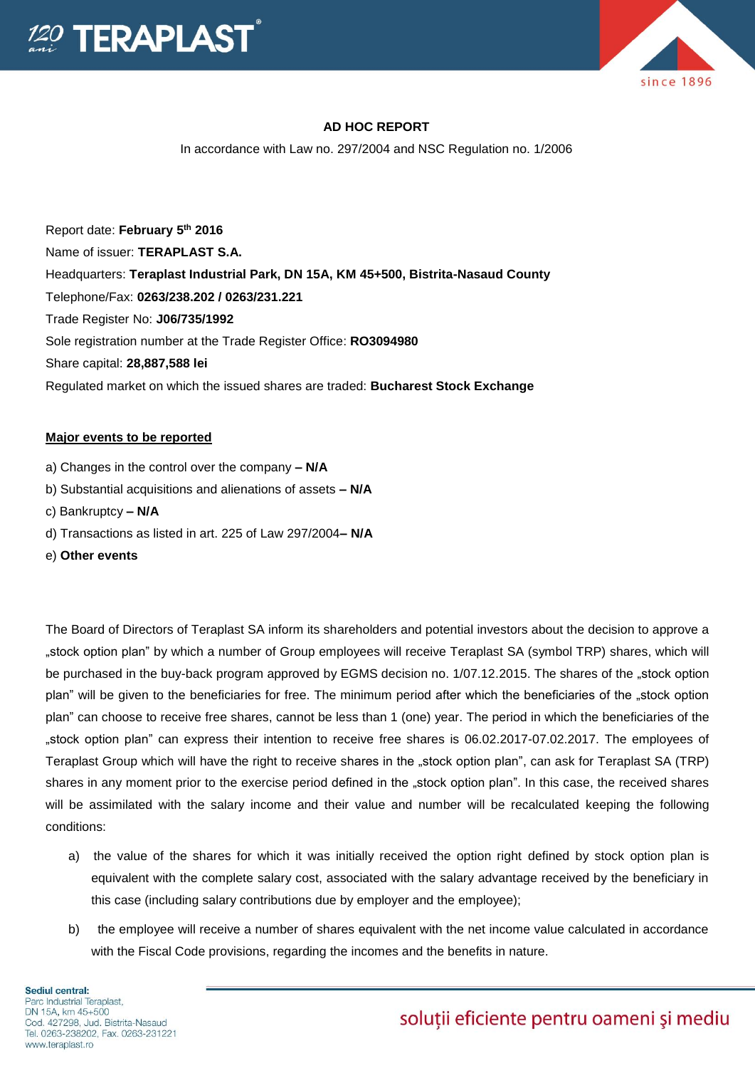## AD HOC REPORT

In accordance with Law no. 297/2004 and NSC Regulation no. 1/2006

Report date: **February 5th 2016**

Name of issuer: **TERAPLAST S.A.**

Headquarters: **Teraplast Industrial Park, DN 15A, KM 45+500, Bistrita-Nasaud County**

Telephone/Fax: **0263/238.202 / 0263/231.221**

Trade Register No: **J06/735/1992**

Sole registration number at the Trade Register Office: **RO3094980**

Share capital: **28,887,588 lei**

Regulated market on which the issued shares are traded: **Bucharest Stock Exchange**

**Major events to be reported**

a) Changes in the control over the company **– N/A**

b) Substantial acquisitions and alienations of assets **– N/A**

c) Bankruptcy **– N/A**

d) Transactions as listed in art. 225 of Law 297/2004**– N/A**

e) **Other events**

The Board of Directors of Teraplast SA inform its shareholders and potential investors about the decision to approve a „stock option plan" by which a number of Group employees will receive Teraplast SA (symbol TRP) shares, which will be purchased in the buy-back program approved by EGMS decision no. 1/07.12.2015. The shares of the „stock option plan" will be given to the beneficiaries for free. The minimum period after which the beneficiaries of the „stock option plan" can choose to receive free shares, cannot be less than 1 (one) year. The period in which the beneficiaries of the „stock option plan" can express their intention to receive free shares is 06.02.2017-07.02.2017. The employees of Teraplast Group which will have the right to receive shares in the „stock option plan", can ask for Teraplast SA (TRP) shares in any moment prior to the exercise period defined in the „stock option plan". In this case, the received shares will be assimilated with the salary income and their value and number will be recalculated keeping the following conditions:

a) the value of the shares for which it was initially received the option right defined by stock option plan is equivalent with the complete salary cost, associated with the salary advantage received by the beneficiary in this case (including salary contributions due by employer and the employee);

b) the employee will receive a number of shares equivalent with the net income value calculated in accordance with the Fiscal Code provisions, regarding the incomes and the benefits in nature.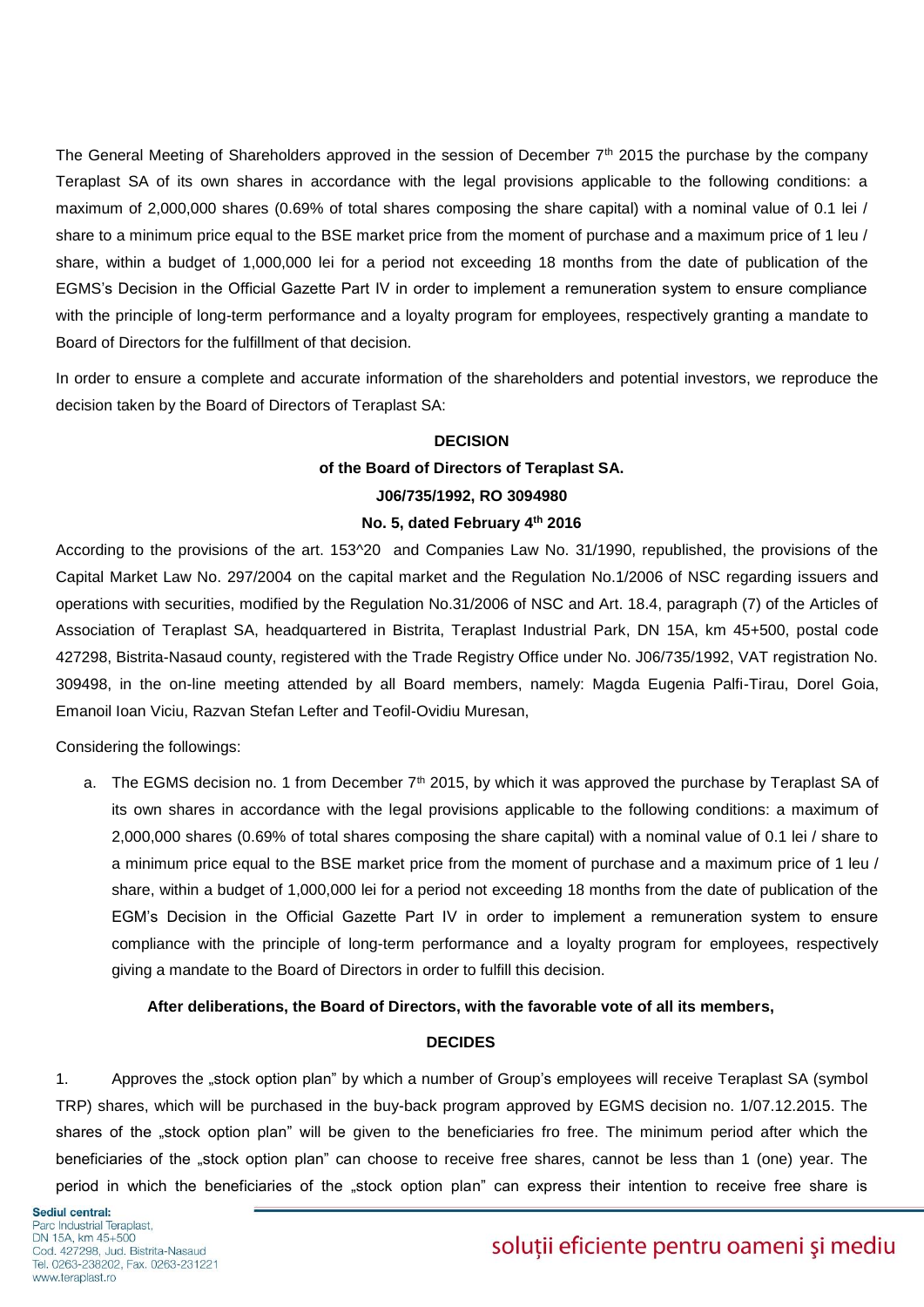The General Meeting of Shareholders approved in the session of December 7th 2015 the purchase by the company Teraplast SA of its own shares in accordance with the legal provisions applicable to the following conditions: a maximum of 2,000,000 shares (0.69% of total shares composing the share capital) with a nominal value of 0.1 lei / share to a minimum price equal to the BSE market price from the moment of purchase and a maximum price of 1 leu / share, within a budget of 1,000,000 lei for a period not exceeding 18 months from the date of publication of the EGMS's Decision in the Official Gazette Part IV in order to implement a remuneration system to ensure compliance with the principle of long-term performance and a loyalty program for employees, respectively granting a mandate to Board of Directors for the fulfillment of that decision.

In order to ensure a complete and accurate information of the shareholders and potential investors, we reproduce the decision taken by the Board of Directors of Teraplast SA:

**DECISION**

**of the Board of Directors of Teraplast SA.**

**J06/735/1992, RO 3094980**

**No. 5, dated February 4th 2016**

According to the provisions of the art. 153^20 and Companies Law No. 31/1990, republished, the provisions of the Capital Market Law No. 297/2004 on the capital market and the Regulation No.1/2006 of NSC regarding issuers and operations with securities, modified by the Regulation No.31/2006 of NSC and Art. 18.4, paragraph (7) of the Articles of Association of Teraplast SA, headquartered in Bistrita, Teraplast Industrial Park, DN 15A, km 45+500, postal code 427298, Bistrita-Nasaud county, registered with the Trade Registry Office under No. J06/735/1992, VAT registration No. 309498, in the on-line meeting attended by all Board members, namely: Magda Eugenia Palfi-Tirau, Dorel Goia, Emanoil Ioan Viciu, Razvan Stefan Lefter and Teofil-Ovidiu Muresan,

Considering the followings:

a. The EGMS decision no. 1 from December 7th 2015, by which it was approved the purchase by Teraplast SA of its own shares in accordance with the legal provisions applicable to the following conditions: a maximum of 2,000,000 shares (0.69% of total shares composing the share capital) with a nominal value of 0.1 lei / share to a minimum price equal to the BSE market price from the moment of purchase and a maximum price of 1 leu / share, within a budget of 1,000,000 lei for a period not exceeding 18 months from the date of publication of the EGM's Decision in the Official Gazette Part IV in order to implement a remuneration system to ensure compliance with the principle of long-term performance and a loyalty program for employees, respectively giving a mandate to the Board of Directors in order to fulfill this decision.

**After deliberations, the Board of Directors, with the favorable vote of all its members,**

**DECIDES**

1. Approves the „stock option plan" by which a number of Group's employees will receive Teraplast SA (symbol TRP) shares, which will be purchased in the buy-back program approved by EGMS decision no. 1/07.12.2015. The shares of the „stock option plan" will be given to the beneficiaries fro free. The minimum period after which the beneficiaries of the „stock option plan" can choose to receive free shares, cannot be less than 1 (one) year. The period in which the beneficiaries of the „stock option plan" can express their intention to receive free share is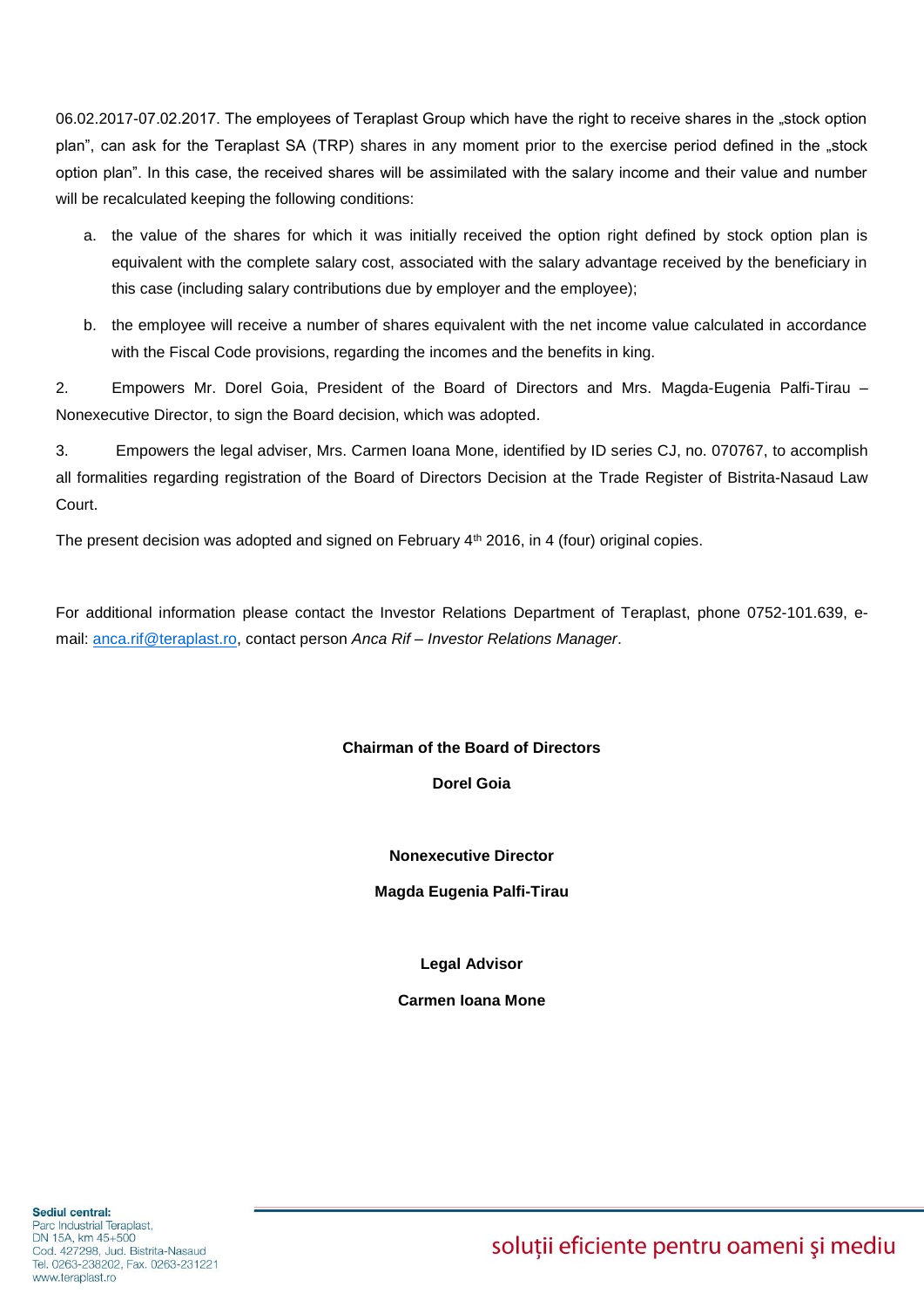06.02.2017-07.02.2017. The employees of Teraplast Group which have the right to receive shares in the „stock option plan", can ask for the Teraplast SA (TRP) shares in any moment prior to the exercise period defined in the „stock option plan". In this case, the received shares will be assimilated with the salary income and their value and number will be recalculated keeping the following conditions:

a. the value of the shares for which it was initially received the option right defined by stock option plan is equivalent with the complete salary cost, associated with the salary advantage received by the beneficiary in this case (including salary contributions due by employer and the employee);

b. the employee will receive a number of shares equivalent with the net income value calculated in accordance with the Fiscal Code provisions, regarding the incomes and the benefits in king.

2. Empowers Mr. Dorel Goia, President of the Board of Directors and Mrs. Magda-Eugenia Palfi-Tirau – Nonexecutive Director, to sign the Board decision, which was adopted.

3. Empowers the legal adviser, Mrs. Carmen Ioana Mone, identified by ID series CJ, no. 070767, to accomplish all formalities regarding registration of the Board of Directors Decision at the Trade Register of Bistrita-Nasaud Law Court.

The present decision was adopted and signed on February 4th 2016, in 4 (four) original copies.

For additional information please contact the Investor Relations Department of Teraplast, phone 0752-101.639, e-mail: anca.rif@teraplast.ro, contact person *Anca Rif – Investor Relations Manager*.

**Chairman of the Board of Directors**

**Dorel Goia**

**Nonexecutive Director**

**Magda Eugenia Palfi-Tirau**

**Legal Advisor**

**Carmen Ioana Mone**